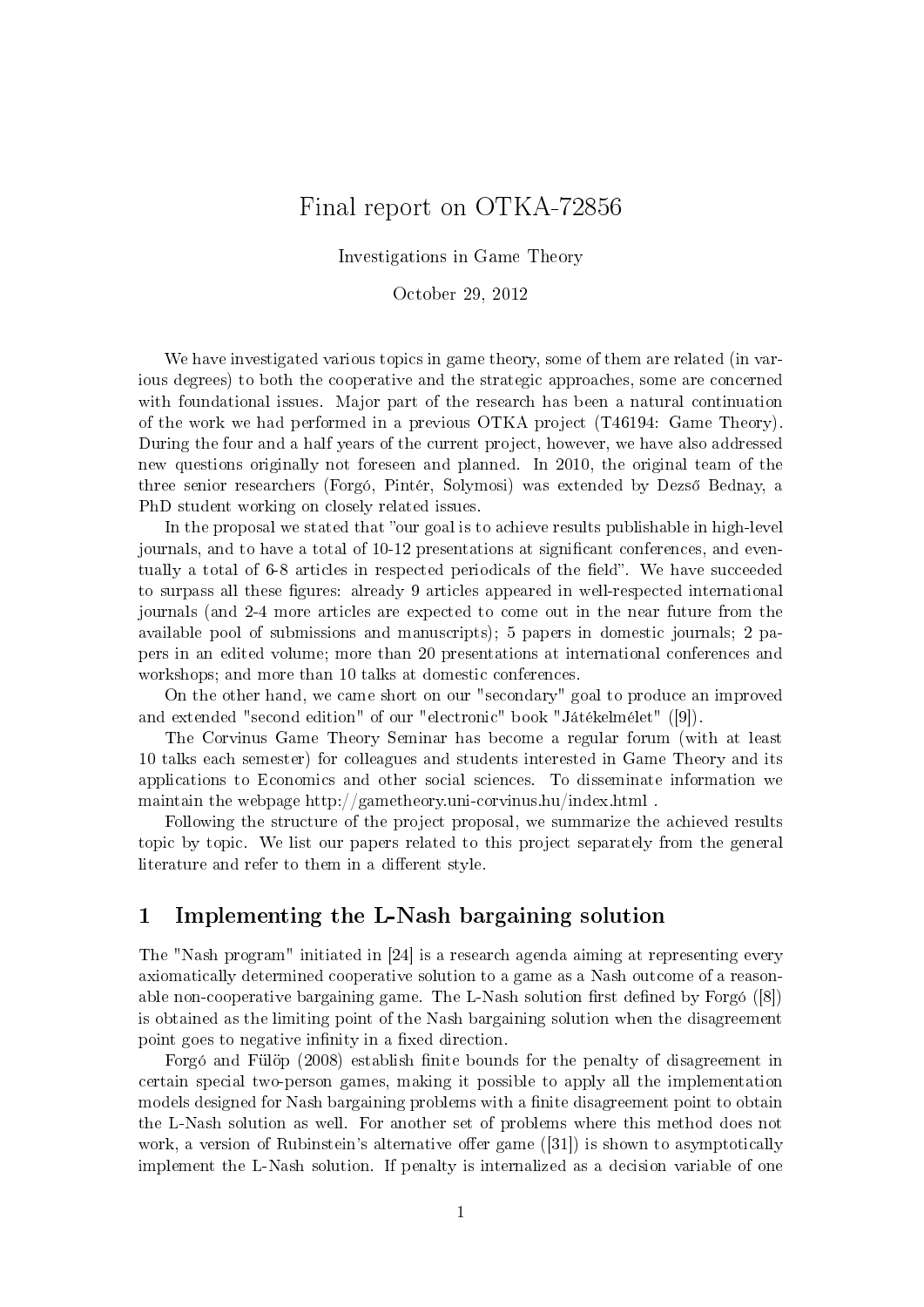# Final report on OTKA-72856

Investigations in Game Theory

October 29, 2012

We have investigated various topics in game theory, some of them are related (in various degrees) to both the cooperative and the strategic approaches, some are concerned with foundational issues. Major part of the research has been a natural continuation of the work we had performed in a previous OTKA project (T46194: Game Theory). During the four and a half years of the current project, however, we have also addressed new questions originally not foreseen and planned. In 2010, the original team of the three senior researchers (Forgó, Pintér, Solymosi) was extended by Dezső Bednay, a PhD student working on closely related issues.

In the proposal we stated that "our goal is to achieve results publishable in high-level journals, and to have a total of 10-12 presentations at significant conferences, and eventually a total of 6-8 articles in respected periodicals of the field". We have succeeded to surpass all these figures: already 9 articles appeared in well-respected international journals (and 2-4 more articles are expected to come out in the near future from the available pool of submissions and manuscripts); 5 papers in domestic journals; 2 papers in an edited volume; more than 20 presentations at international conferences and workshops; and more than 10 talks at domestic conferences.

On the other hand, we came short on our "secondary" goal to produce an improved and extended "second edition" of our "electronic" book "Játékelmélet" ([9]).

The Corvinus Game Theory Seminar has become a regular forum (with at least 10 talks each semester) for colleagues and students interested in Game Theory and its applications to Economics and other social sciences. To disseminate information we maintain the webpage http://gametheory.uni-corvinus.hu/index.html .

Following the structure of the project proposal, we summarize the achieved results topic by topic. We list our papers related to this project separately from the general literature and refer to them in a different style.

## 1 Implementing the L-Nash bargaining solution

The "Nash program" initiated in [24] is a research agenda aiming at representing every axiomatically determined cooperative solution to a game as a Nash outcome of a reasonable non-cooperative bargaining game. The L-Nash solution first defined by Forgó ([8]) is obtained as the limiting point of the Nash bargaining solution when the disagreement point goes to negative infinity in a fixed direction.

Forgó and Fülöp (2008) establish finite bounds for the penalty of disagreement in certain special two-person games, making it possible to apply all the implementation models designed for Nash bargaining problems with a finite disagreement point to obtain the L-Nash solution as well. For another set of problems where this method does not work, a version of Rubinstein's alternative offer game ([31]) is shown to asymptotically implement the L-Nash solution. If penalty is internalized as a decision variable of one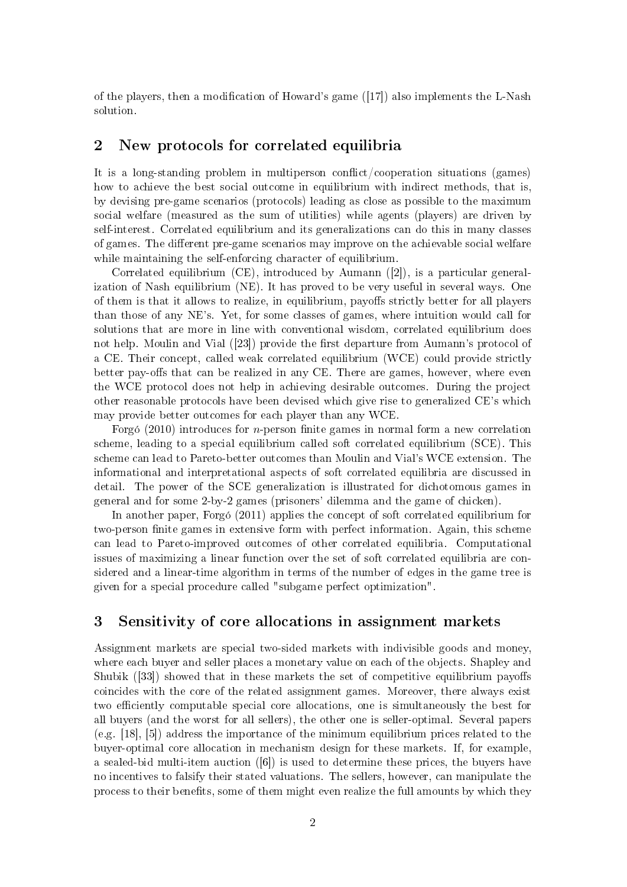of the players, then a modification of Howard's game ([17]) also implements the L-Nash solution.

## 2 New protocols for correlated equilibria

It is a long-standing problem in multiperson conflict/cooperation situations (games) how to achieve the best social outcome in equilibrium with indirect methods, that is, by devising pre-game scenarios (protocols) leading as close as possible to the maximum social welfare (measured as the sum of utilities) while agents (players) are driven by self-interest. Correlated equilibrium and its generalizations can do this in many classes of games. The different pre-game scenarios may improve on the achievable social welfare while maintaining the self-enforcing character of equilibrium.

Correlated equilibrium (CE), introduced by Aumann ([2]), is a particular generalization of Nash equilibrium (NE). It has proved to be very useful in several ways. One of them is that it allows to realize, in equilibrium, payoffs strictly better for all players than those of any NE's. Yet, for some classes of games, where intuition would call for solutions that are more in line with conventional wisdom, correlated equilibrium does not help. Moulin and Vial ([23]) provide the first departure from Aumann's protocol of a CE. Their concept, called weak correlated equilibrium (WCE) could provide strictly better pay-offs that can be realized in any CE. There are games, however, where even the WCE protocol does not help in achieving desirable outcomes. During the project other reasonable protocols have been devised which give rise to generalized CE's which may provide better outcomes for each player than any WCE.

Forgó (2010) introduces for $n$-person finite games in normal form a new correlation scheme, leading to a special equilibrium called soft correlated equilibrium (SCE). This scheme can lead to Pareto-better outcomes than Moulin and Vial's WCE extension. The informational and interpretational aspects of soft correlated equilibria are discussed in detail. The power of the SCE generalization is illustrated for dichotomous games in general and for some 2-by-2 games (prisoners' dilemma and the game of chicken).

In another paper, Forgó (2011) applies the concept of soft correlated equilibrium for two-person finite games in extensive form with perfect information. Again, this scheme can lead to Pareto-improved outcomes of other correlated equilibria. Computational issues of maximizing a linear function over the set of soft correlated equilibria are considered and a linear-time algorithm in terms of the number of edges in the game tree is given for a special procedure called "subgame perfect optimization".

## 3 Sensitivity of core allocations in assignment markets

Assignment markets are special two-sided markets with indivisible goods and money, where each buyer and seller places a monetary value on each of the objects. Shapley and Shubik ([33]) showed that in these markets the set of competitive equilibrium payoffs coincides with the core of the related assignment games. Moreover, there always exist two efficiently computable special core allocations, one is simultaneously the best for all buyers (and the worst for all sellers), the other one is seller-optimal. Several papers (e.g. [18], [5]) address the importance of the minimum equilibrium prices related to the buyer-optimal core allocation in mechanism design for these markets. If, for example, a sealed-bid multi-item auction ([6]) is used to determine these prices, the buyers have no incentives to falsify their stated valuations. The sellers, however, can manipulate the process to their benefits, some of them might even realize the full amounts by which they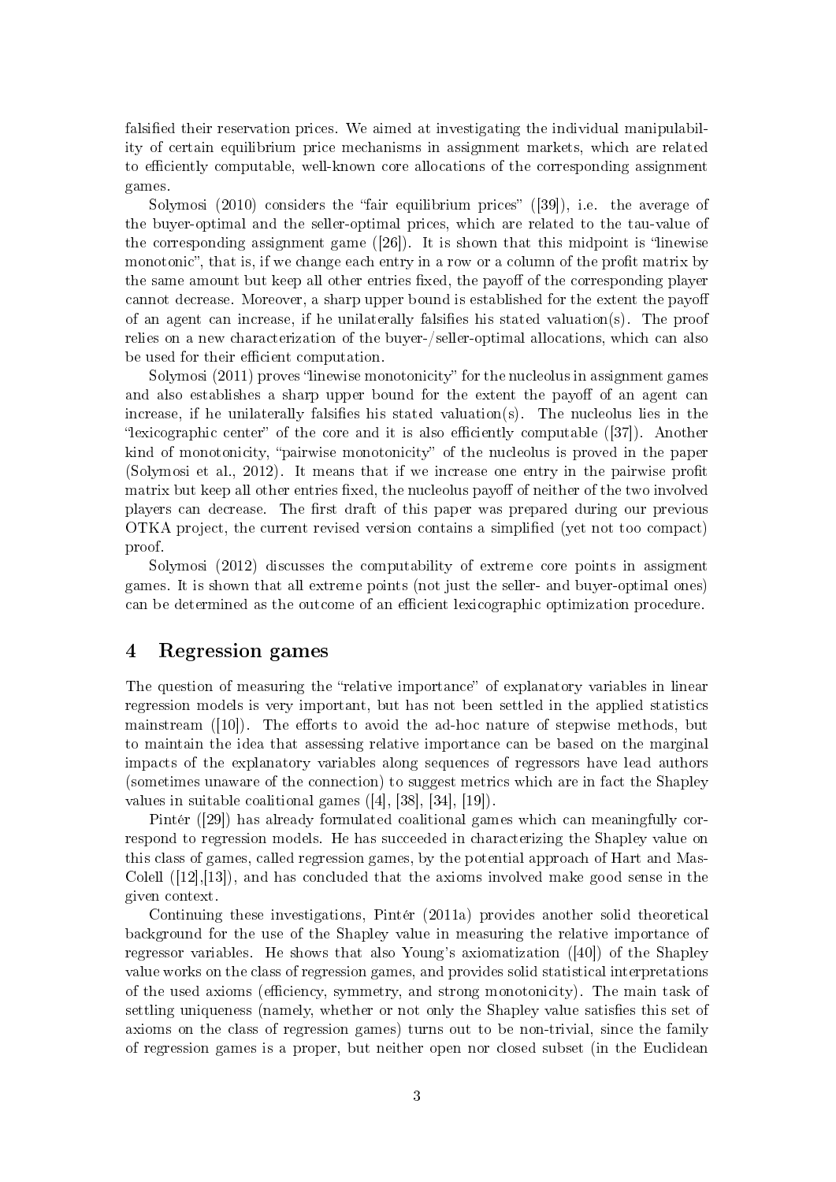falsified their reservation prices. We aimed at investigating the individual manipulability of certain equilibrium price mechanisms in assignment markets, which are related to efficiently computable, well-known core allocations of the corresponding assignment games.

Solymosi (2010) considers the "fair equilibrium prices" ([39]), i.e. the average of the buyer-optimal and the seller-optimal prices, which are related to the tau-value of the corresponding assignment game ([26]). It is shown that this midpoint is "linewise monotonic", that is, if we change each entry in a row or a column of the profit matrix by the same amount but keep all other entries fixed, the payoff of the corresponding player cannot decrease. Moreover, a sharp upper bound is established for the extent the payoff of an agent can increase, if he unilaterally falsifies his stated valuation(s). The proof relies on a new characterization of the buyer-/seller-optimal allocations, which can also be used for their efficient computation.

Solymosi (2011) proves "linewise monotonicity" for the nucleolus in assignment games and also establishes a sharp upper bound for the extent the payoff of an agent can increase, if he unilaterally falsifies his stated valuation(s). The nucleolus lies in the "lexicographic center" of the core and it is also efficiently computable ([37]). Another kind of monotonicity, "pairwise monotonicity" of the nucleolus is proved in the paper (Solymosi et al., 2012). It means that if we increase one entry in the pairwise profit matrix but keep all other entries fixed, the nucleolus payoff of neither of the two involved players can decrease. The first draft of this paper was prepared during our previous OTKA project, the current revised version contains a simplified (yet not too compact) proof.

Solymosi (2012) discusses the computability of extreme core points in assigment games. It is shown that all extreme points (not just the seller- and buyer-optimal ones) can be determined as the outcome of an efficient lexicographic optimization procedure.

## 4 Regression games

The question of measuring the "relative importance" of explanatory variables in linear regression models is very important, but has not been settled in the applied statistics mainstream ([10]). The efforts to avoid the ad-hoc nature of stepwise methods, but to maintain the idea that assessing relative importance can be based on the marginal impacts of the explanatory variables along sequences of regressors have lead authors (sometimes unaware of the connection) to suggest metrics which are in fact the Shapley values in suitable coalitional games ([4], [38], [34], [19]).

Pintér ([29]) has already formulated coalitional games which can meaningfully correspond to regression models. He has succeeded in characterizing the Shapley value on this class of games, called regression games, by the potential approach of Hart and Mas-Colell ([12],[13]), and has concluded that the axioms involved make good sense in the given context.

Continuing these investigations, Pintér (2011a) provides another solid theoretical background for the use of the Shapley value in measuring the relative importance of regressor variables. He shows that also Young's axiomatization ([40]) of the Shapley value works on the class of regression games, and provides solid statistical interpretations of the used axioms (efficiency, symmetry, and strong monotonicity). The main task of settling uniqueness (namely, whether or not only the Shapley value satisfies this set of axioms on the class of regression games) turns out to be non-trivial, since the family of regression games is a proper, but neither open nor closed subset (in the Euclidean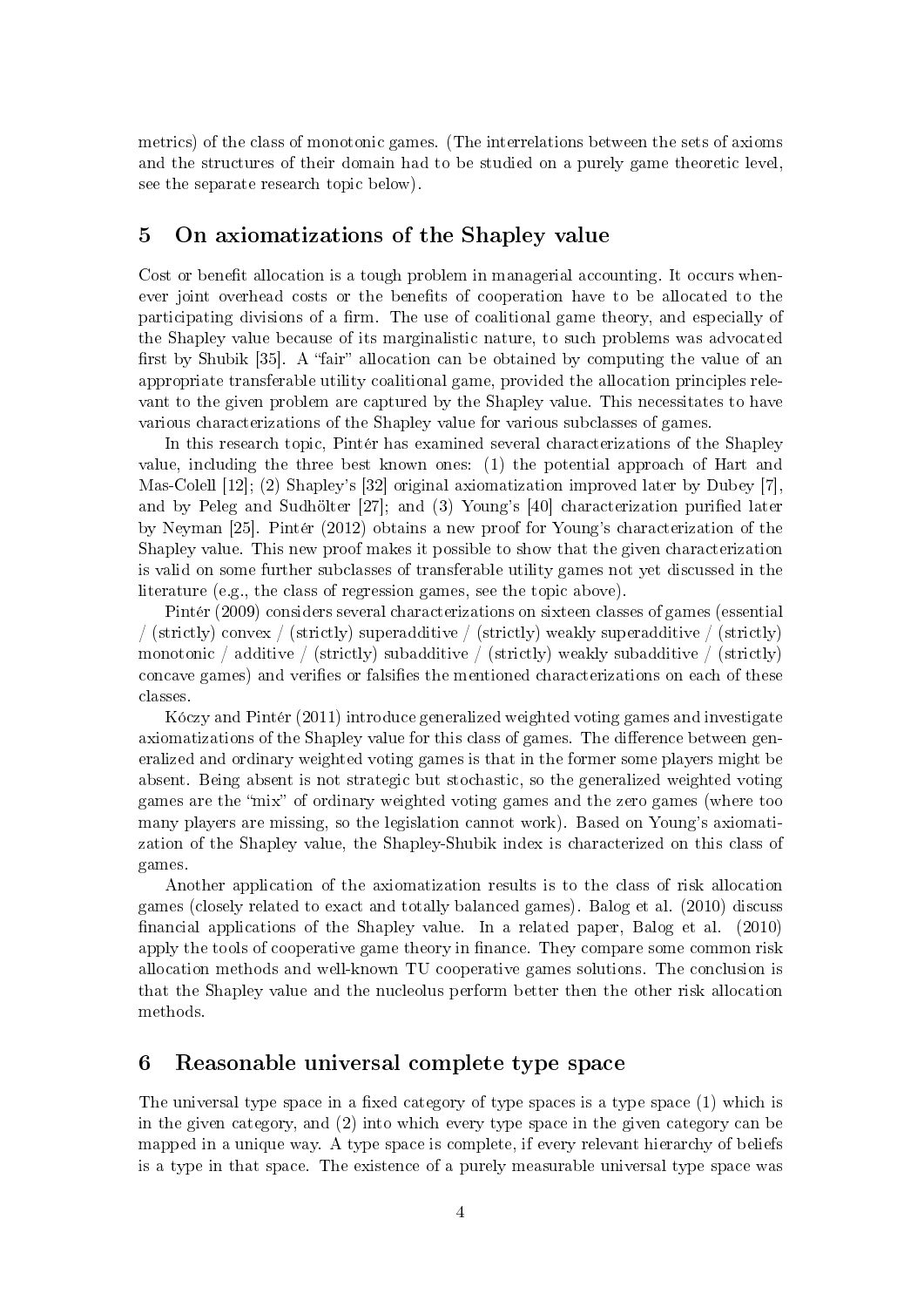metrics) of the class of monotonic games. (The interrelations between the sets of axioms and the structures of their domain had to be studied on a purely game theoretic level, see the separate research topic below).

## 5 On axiomatizations of the Shapley value

Cost or benefit allocation is a tough problem in managerial accounting. It occurs whenever joint overhead costs or the benefits of cooperation have to be allocated to the participating divisions of a firm. The use of coalitional game theory, and especially of the Shapley value because of its marginalistic nature, to such problems was advocated first by Shubik [35]. A "fair" allocation can be obtained by computing the value of an appropriate transferable utility coalitional game, provided the allocation principles relevant to the given problem are captured by the Shapley value. This necessitates to have various characterizations of the Shapley value for various subclasses of games.

In this research topic, Pintér has examined several characterizations of the Shapley value, including the three best known ones: (1) the potential approach of Hart and Mas-Colell [12]; (2) Shapley's [32] original axiomatization improved later by Dubey [7], and by Peleg and Sudhölter [27]; and (3) Young's [40] characterization purified later by Neyman [25]. Pintér (2012) obtains a new proof for Young's characterization of the Shapley value. This new proof makes it possible to show that the given characterization is valid on some further subclasses of transferable utility games not yet discussed in the literature (e.g., the class of regression games, see the topic above).

Pintér (2009) considers several characterizations on sixteen classes of games (essential / (strictly) convex / (strictly) superadditive / (strictly) weakly superadditive / (strictly) monotonic / additive / (strictly) subadditive / (strictly) weakly subadditive / (strictly) concave games) and verifies or falsifies the mentioned characterizations on each of these classes.

Kóczy and Pintér (2011) introduce generalized weighted voting games and investigate axiomatizations of the Shapley value for this class of games. The difference between generalized and ordinary weighted voting games is that in the former some players might be absent. Being absent is not strategic but stochastic, so the generalized weighted voting games are the "mix" of ordinary weighted voting games and the zero games (where too many players are missing, so the legislation cannot work). Based on Young's axiomatization of the Shapley value, the Shapley-Shubik index is characterized on this class of games.

Another application of the axiomatization results is to the class of risk allocation games (closely related to exact and totally balanced games). Balog et al. (2010) discuss financial applications of the Shapley value. In a related paper, Balog et al. (2010) apply the tools of cooperative game theory in finance. They compare some common risk allocation methods and well-known TU cooperative games solutions. The conclusion is that the Shapley value and the nucleolus perform better then the other risk allocation methods.

## 6 Reasonable universal complete type space

The universal type space in a fixed category of type spaces is a type space (1) which is in the given category, and (2) into which every type space in the given category can be mapped in a unique way. A type space is complete, if every relevant hierarchy of beliefs is a type in that space. The existence of a purely measurable universal type space was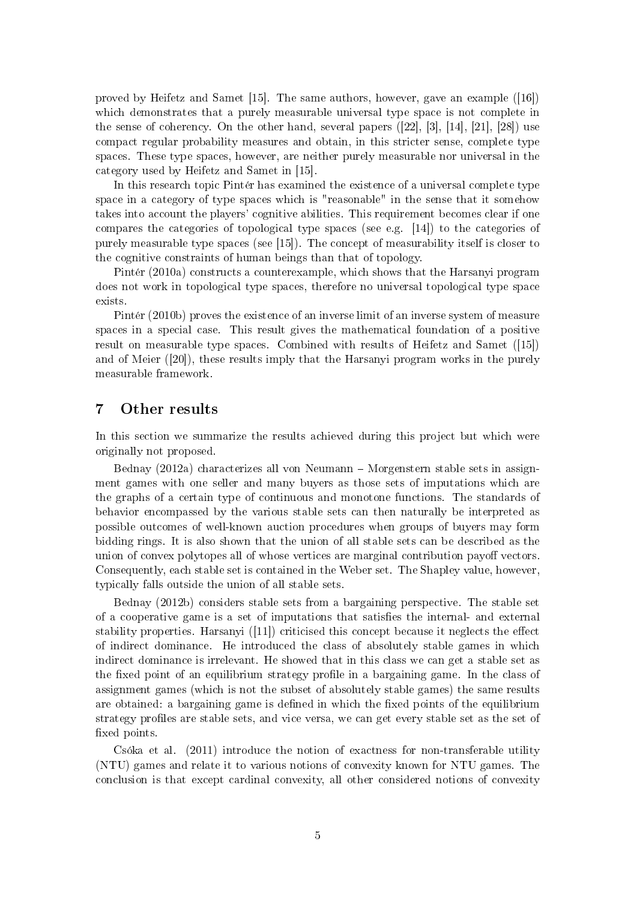proved by Heifetz and Samet [15]. The same authors, however, gave an example ([16]) which demonstrates that a purely measurable universal type space is not complete in the sense of coherency. On the other hand, several papers ([22], [3], [14], [21], [28]) use compact regular probability measures and obtain, in this stricter sense, complete type spaces. These type spaces, however, are neither purely measurable nor universal in the category used by Heifetz and Samet in [15].

In this research topic Pintér has examined the existence of a universal complete type space in a category of type spaces which is "reasonable" in the sense that it somehow takes into account the players' cognitive abilities. This requirement becomes clear if one compares the categories of topological type spaces (see e.g. [14]) to the categories of purely measurable type spaces (see [15]). The concept of measurability itself is closer to the cognitive constraints of human beings than that of topology.

Pintér (2010a) constructs a counterexample, which shows that the Harsanyi program does not work in topological type spaces, therefore no universal topological type space exists.

Pintér (2010b) proves the existence of an inverse limit of an inverse system of measure spaces in a special case. This result gives the mathematical foundation of a positive result on measurable type spaces. Combined with results of Heifetz and Samet ([15]) and of Meier ([20]), these results imply that the Harsanyi program works in the purely measurable framework.

## 7 Other results

In this section we summarize the results achieved during this project but which were originally not proposed.

Bednay (2012a) characterizes all von Neumann – Morgenstern stable sets in assignment games with one seller and many buyers as those sets of imputations which are the graphs of a certain type of continuous and monotone functions. The standards of behavior encompassed by the various stable sets can then naturally be interpreted as possible outcomes of well-known auction procedures when groups of buyers may form bidding rings. It is also shown that the union of all stable sets can be described as the union of convex polytopes all of whose vertices are marginal contribution payoff vectors. Consequently, each stable set is contained in the Weber set. The Shapley value, however, typically falls outside the union of all stable sets.

Bednay (2012b) considers stable sets from a bargaining perspective. The stable set of a cooperative game is a set of imputations that satisfies the internal- and external stability properties. Harsanyi ([11]) criticised this concept because it neglects the effect of indirect dominance. He introduced the class of absolutely stable games in which indirect dominance is irrelevant. He showed that in this class we can get a stable set as the fixed point of an equilibrium strategy profile in a bargaining game. In the class of assignment games (which is not the subset of absolutely stable games) the same results are obtained: a bargaining game is defined in which the fixed points of the equilibrium strategy profiles are stable sets, and vice versa, we can get every stable set as the set of fixed points.

Csóka et al. (2011) introduce the notion of exactness for non-transferable utility (NTU) games and relate it to various notions of convexity known for NTU games. The conclusion is that except cardinal convexity, all other considered notions of convexity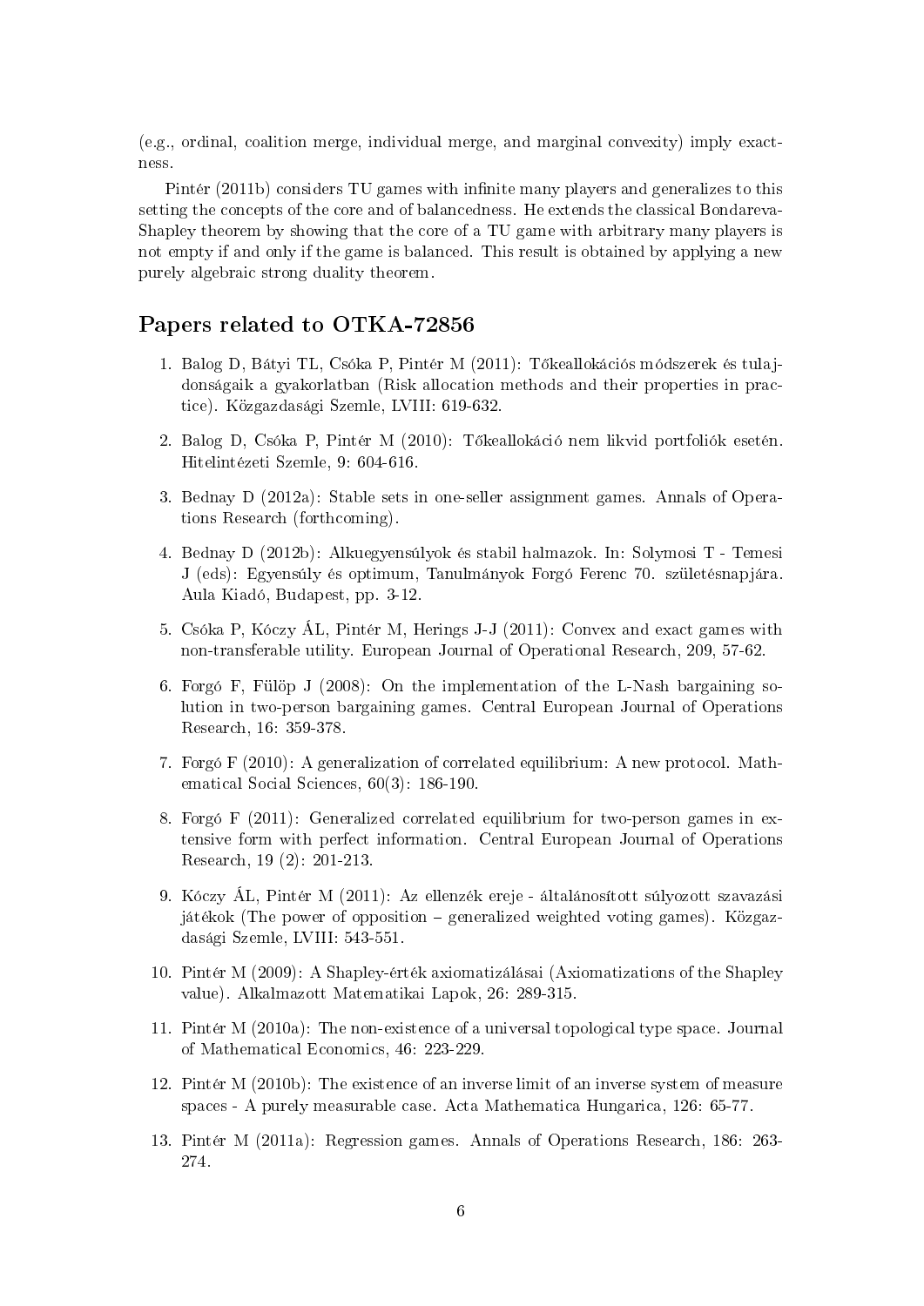(e.g., ordinal, coalition merge, individual merge, and marginal convexity) imply exactness.

Pintér (2011b) considers TU games with infinite many players and generalizes to this setting the concepts of the core and of balancedness. He extends the classical Bondareva-Shapley theorem by showing that the core of a TU game with arbitrary many players is not empty if and only if the game is balanced. This result is obtained by applying a new purely algebraic strong duality theorem.

## Papers related to OTKA-72856

1. Balog D, Bátyi TL, Csóka P, Pintér M (2011): Tőkeallokációs módszerek és tulajdonságaik a gyakorlatban (Risk allocation methods and their properties in practice). Közgazdasági Szemle, LVIII: 619-632.
2. Balog D, Csóka P, Pintér M (2010): Tőkeallokáció nem likvid portfoliók esetén. Hitelintézeti Szemle, 9: 604-616.
3. Bednay D (2012a): Stable sets in one-seller assignment games. Annals of Operations Research (forthcoming).
4. Bednay D (2012b): Alkuegyensúlyok és stabil halmazok. In: Solymosi T - Temesi J (eds): Egyensúly és optimum, Tanulmányok Forgó Ferenc 70. születésnapjára. Aula Kiadó, Budapest, pp. 3-12.
5. Csóka P, Kóczy ÁL, Pintér M, Herings J-J (2011): Convex and exact games with non-transferable utility. European Journal of Operational Research, 209, 57-62.
6. Forgó F, Fülöp J (2008): On the implementation of the L-Nash bargaining solution in two-person bargaining games. Central European Journal of Operations Research, 16: 359-378.
7. Forgó F (2010): A generalization of correlated equilibrium: A new protocol. Mathematical Social Sciences, 60(3): 186-190.
8. Forgó F (2011): Generalized correlated equilibrium for two-person games in extensive form with perfect information. Central European Journal of Operations Research, 19 (2): 201-213.
9. Kóczy ÁL, Pintér M (2011): Az ellenzék ereje - általánosított súlyozott szavazási játékok (The power of opposition – generalized weighted voting games). Közgazdasági Szemle, LVIII: 543-551.
10. Pintér M (2009): A Shapley-érték axiomatizálásai (Axiomatizations of the Shapley value). Alkalmazott Matematikai Lapok, 26: 289-315.
11. Pintér M (2010a): The non-existence of a universal topological type space. Journal of Mathematical Economics, 46: 223-229.
12. Pintér M (2010b): The existence of an inverse limit of an inverse system of measure spaces - A purely measurable case. Acta Mathematica Hungarica, 126: 65-77.
13. Pintér M (2011a): Regression games. Annals of Operations Research, 186: 263-274.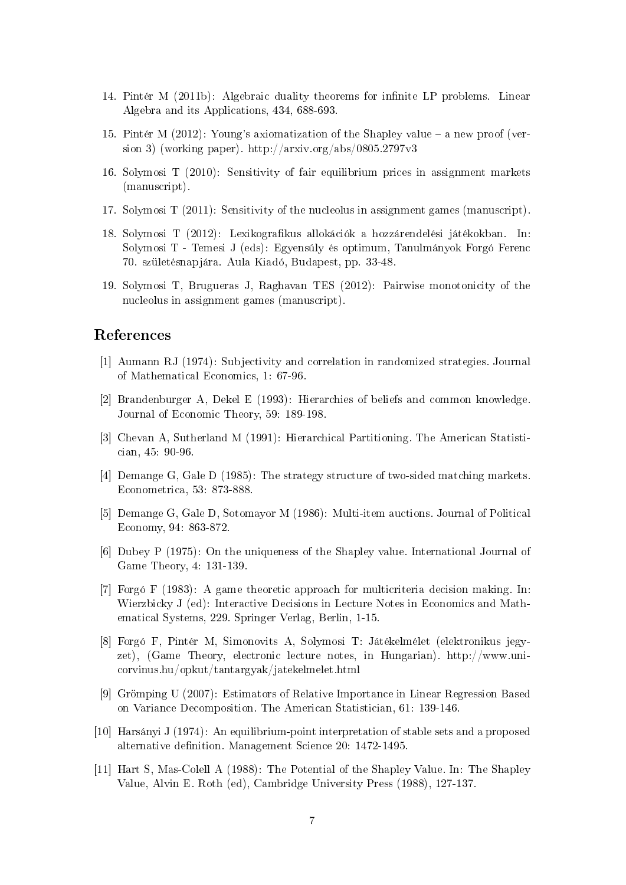14. Pintér M (2011b): Algebraic duality theorems for infinite LP problems. Linear Algebra and its Applications, 434, 688-693.

15. Pintér M (2012): Young's axiomatization of the Shapley value – a new proof (version 3) (working paper). http://arxiv.org/abs/0805.2797v3

16. Solymosi T (2010): Sensitivity of fair equilibrium prices in assignment markets (manuscript).

17. Solymosi T (2011): Sensitivity of the nucleolus in assignment games (manuscript).

18. Solymosi T (2012): Lexikografikus allokációk a hozzárendelési játékokban. In: Solymosi T - Temesi J (eds): Egyensúly és optimum, Tanulmányok Forgó Ferenc 70. születésnapjára. Aula Kiadó, Budapest, pp. 33-48.

19. Solymosi T, Brugueras J, Raghavan TES (2012): Pairwise monotonicity of the nucleolus in assignment games (manuscript).

## References

[1] Aumann RJ (1974): Subjectivity and correlation in randomized strategies. Journal of Mathematical Economics, 1: 67-96.

[2] Brandenburger A, Dekel E (1993): Hierarchies of beliefs and common knowledge. Journal of Economic Theory, 59: 189-198.

[3] Chevan A, Sutherland M (1991): Hierarchical Partitioning. The American Statistician, 45: 90-96.

[4] Demange G, Gale D (1985): The strategy structure of two-sided matching markets. Econometrica, 53: 873-888.

[5] Demange G, Gale D, Sotomayor M (1986): Multi-item auctions. Journal of Political Economy, 94: 863-872.

[6] Dubey P (1975): On the uniqueness of the Shapley value. International Journal of Game Theory, 4: 131-139.

[7] Forgó F (1983): A game theoretic approach for multicriteria decision making. In: Wierzbicky J (ed): Interactive Decisions in Lecture Notes in Economics and Mathematical Systems, 229. Springer Verlag, Berlin, 1-15.

[8] Forgó F, Pintér M, Simonovits A, Solymosi T: Játékelmélet (elektronikus jegyzet), (Game Theory, electronic lecture notes, in Hungarian). http://www.uni-corvinus.hu/opkut/tantargyak/jatekelmelet.html

[9] Grömping U (2007): Estimators of Relative Importance in Linear Regression Based on Variance Decomposition. The American Statistician, 61: 139-146.

[10] Harsányi J (1974): An equilibrium-point interpretation of stable sets and a proposed alternative definition. Management Science 20: 1472-1495.

[11] Hart S, Mas-Colell A (1988): The Potential of the Shapley Value. In: The Shapley Value, Alvin E. Roth (ed), Cambridge University Press (1988), 127-137.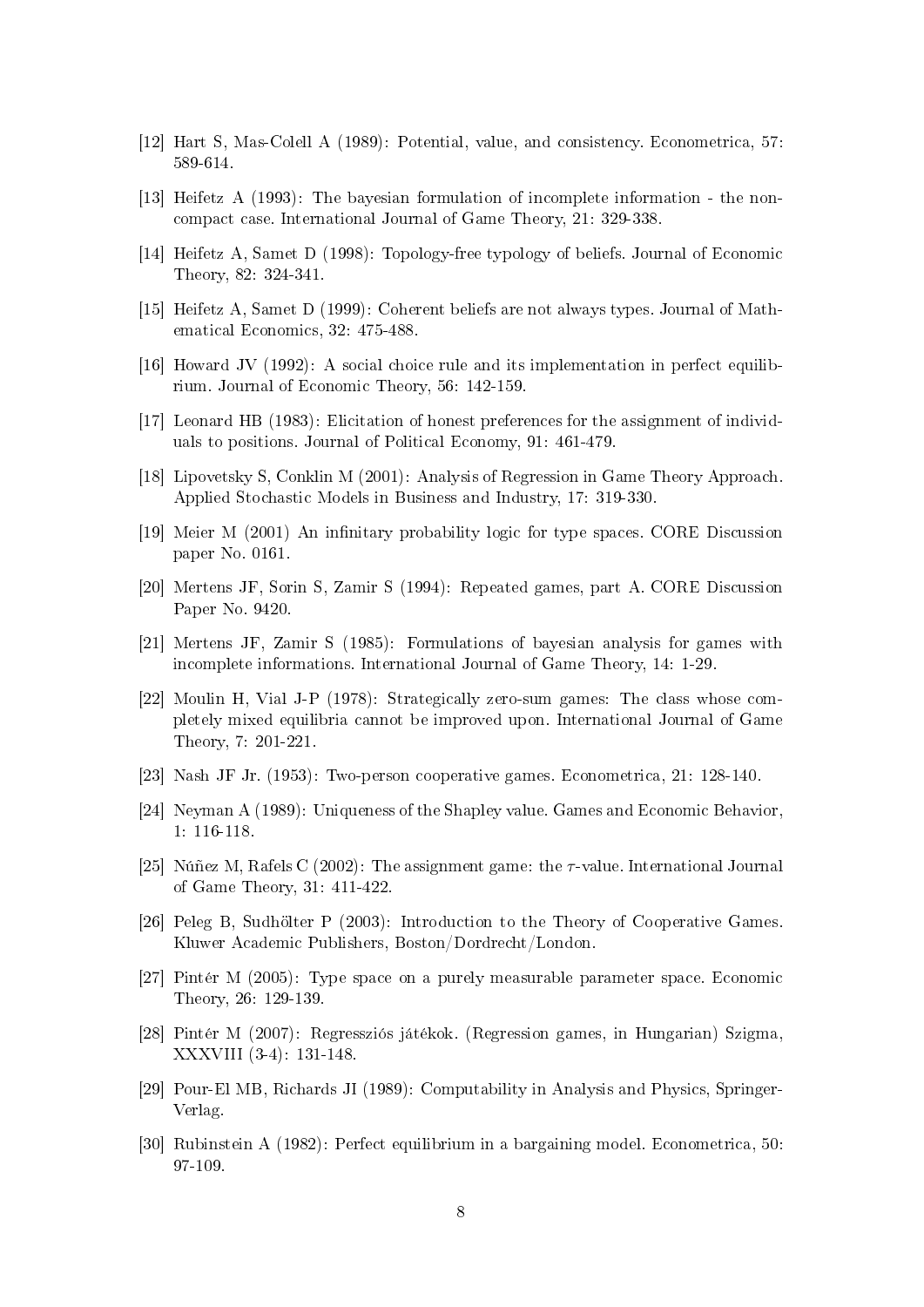[12] Hart S, Mas-Colell A (1989): Potential, value, and consistency. Econometrica, 57: 589-614.

[13] Heifetz A (1993): The bayesian formulation of incomplete information - the non-compact case. International Journal of Game Theory, 21: 329-338.

[14] Heifetz A, Samet D (1998): Topology-free typology of beliefs. Journal of Economic Theory, 82: 324-341.

[15] Heifetz A, Samet D (1999): Coherent beliefs are not always types. Journal of Mathematical Economics, 32: 475-488.

[16] Howard JV (1992): A social choice rule and its implementation in perfect equilibrium. Journal of Economic Theory, 56: 142-159.

[17] Leonard HB (1983): Elicitation of honest preferences for the assignment of individuals to positions. Journal of Political Economy, 91: 461-479.

[18] Lipovetsky S, Conklin M (2001): Analysis of Regression in Game Theory Approach. Applied Stochastic Models in Business and Industry, 17: 319-330.

[19] Meier M (2001) An infinitary probability logic for type spaces. CORE Discussion paper No. 0161.

[20] Mertens JF, Sorin S, Zamir S (1994): Repeated games, part A. CORE Discussion Paper No. 9420.

[21] Mertens JF, Zamir S (1985): Formulations of bayesian analysis for games with incomplete informations. International Journal of Game Theory, 14: 1-29.

[22] Moulin H, Vial J-P (1978): Strategically zero-sum games: The class whose completely mixed equilibria cannot be improved upon. International Journal of Game Theory, 7: 201-221.

[23] Nash JF Jr. (1953): Two-person cooperative games. Econometrica, 21: 128-140.

[24] Neyman A (1989): Uniqueness of the Shapley value. Games and Economic Behavior, 1: 116-118.

[25] Núñez M, Rafels C (2002): The assignment game: the $\tau$-value. International Journal of Game Theory, 31: 411-422.

[26] Peleg B, Sudhölter P (2003): Introduction to the Theory of Cooperative Games. Kluwer Academic Publishers, Boston/Dordrecht/London.

[27] Pintér M (2005): Type space on a purely measurable parameter space. Economic Theory, 26: 129-139.

[28] Pintér M (2007): Regressziós játékok. (Regression games, in Hungarian) Szigma, XXXVIII (3-4): 131-148.

[29] Pour-El MB, Richards JI (1989): Computability in Analysis and Physics, Springer-Verlag.

[30] Rubinstein A (1982): Perfect equilibrium in a bargaining model. Econometrica, 50: 97-109.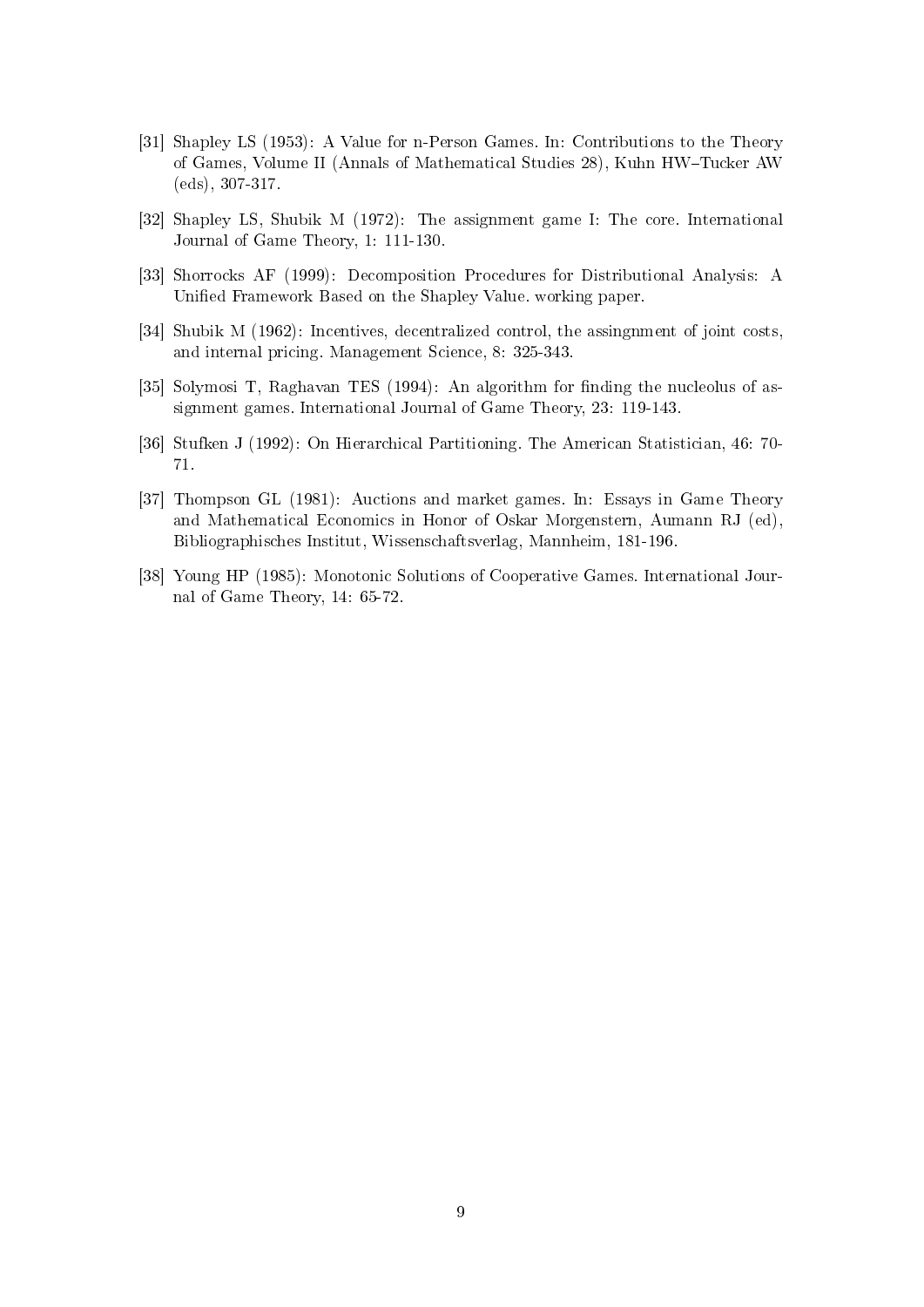[31] Shapley LS (1953): A Value for n-Person Games. In: Contributions to the Theory of Games, Volume II (Annals of Mathematical Studies 28), Kuhn HW–Tucker AW (eds), 307-317.

[32] Shapley LS, Shubik M (1972): The assignment game I: The core. International Journal of Game Theory, 1: 111-130.

[33] Shorrocks AF (1999): Decomposition Procedures for Distributional Analysis: A Unified Framework Based on the Shapley Value. working paper.

[34] Shubik M (1962): Incentives, decentralized control, the assingnment of joint costs, and internal pricing. Management Science, 8: 325-343.

[35] Solymosi T, Raghavan TES (1994): An algorithm for finding the nucleolus of assignment games. International Journal of Game Theory, 23: 119-143.

[36] Stufken J (1992): On Hierarchical Partitioning. The American Statistician, 46: 70-71.

[37] Thompson GL (1981): Auctions and market games. In: Essays in Game Theory and Mathematical Economics in Honor of Oskar Morgenstern, Aumann RJ (ed), Bibliographisches Institut, Wissenschaftsverlag, Mannheim, 181-196.

[38] Young HP (1985): Monotonic Solutions of Cooperative Games. International Journal of Game Theory, 14: 65-72.